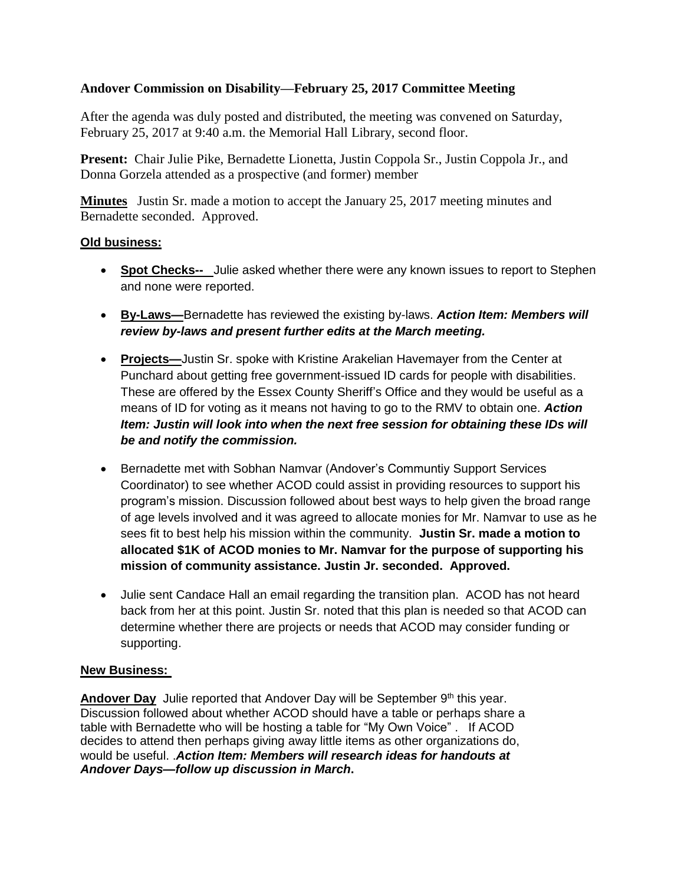**Andover Commission on Disability—February 25, 2017 Committee Meeting**

After the agenda was duly posted and distributed, the meeting was convened on Saturday, February 25, 2017 at 9:40 a.m. the Memorial Hall Library, second floor.

**Present:** Chair Julie Pike, Bernadette Lionetta, Justin Coppola Sr., Justin Coppola Jr., and Donna Gorzela attended as a prospective (and former) member

**Minutes** Justin Sr. made a motion to accept the January 25, 2017 meeting minutes and Bernadette seconded. Approved.

**Old business:**

- **Spot Checks--** Julie asked whether there were any known issues to report to Stephen and none were reported.
- **By-Laws—**Bernadette has reviewed the existing by-laws. ***Action Item: Members will review by-laws and present further edits at the March meeting.***
- **Projects—**Justin Sr. spoke with Kristine Arakelian Havemayer from the Center at Punchard about getting free government-issued ID cards for people with disabilities. These are offered by the Essex County Sheriff's Office and they would be useful as a means of ID for voting as it means not having to go to the RMV to obtain one. ***Action Item: Justin will look into when the next free session for obtaining these IDs will be and notify the commission.***
- Bernadette met with Sobhan Namvar (Andover's Communtiy Support Services Coordinator) to see whether ACOD could assist in providing resources to support his program's mission. Discussion followed about best ways to help given the broad range of age levels involved and it was agreed to allocate monies for Mr. Namvar to use as he sees fit to best help his mission within the community. **Justin Sr. made a motion to allocated $1K of ACOD monies to Mr. Namvar for the purpose of supporting his mission of community assistance. Justin Jr. seconded. Approved.**
- Julie sent Candace Hall an email regarding the transition plan. ACOD has not heard back from her at this point. Justin Sr. noted that this plan is needed so that ACOD can determine whether there are projects or needs that ACOD may consider funding or supporting.

**New Business:**

**Andover Day** Julie reported that Andover Day will be September 9th this year. Discussion followed about whether ACOD should have a table or perhaps share a table with Bernadette who will be hosting a table for "My Own Voice" . If ACOD decides to attend then perhaps giving away little items as other organizations do, would be useful. .***Action Item: Members will research ideas for handouts at Andover Days—follow up discussion in March*.**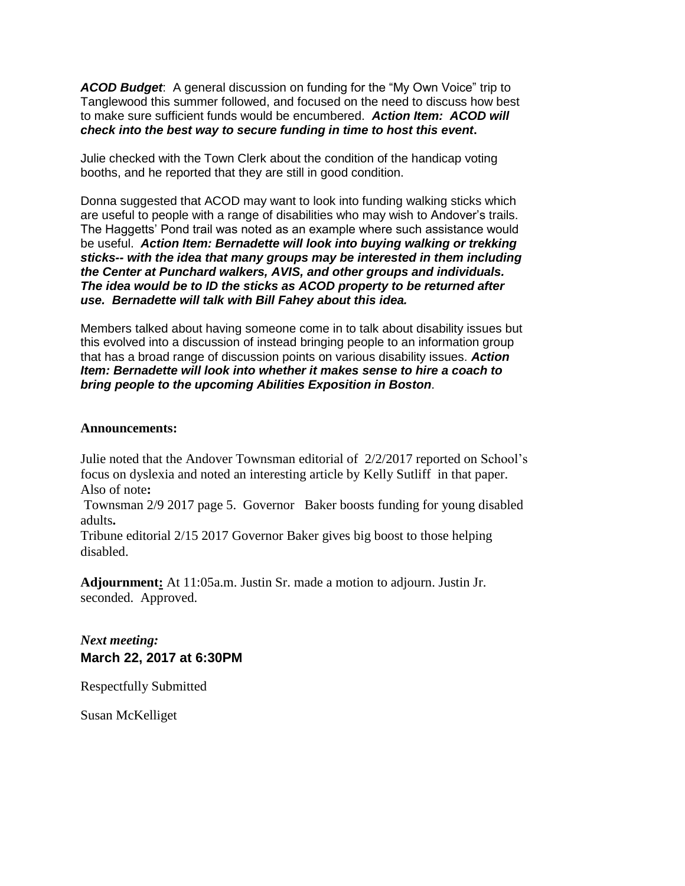***ACOD Budget***: A general discussion on funding for the "My Own Voice" trip to Tanglewood this summer followed, and focused on the need to discuss how best to make sure sufficient funds would be encumbered. ***Action Item: ACOD will check into the best way to secure funding in time to host this event.***

Julie checked with the Town Clerk about the condition of the handicap voting booths, and he reported that they are still in good condition.

Donna suggested that ACOD may want to look into funding walking sticks which are useful to people with a range of disabilities who may wish to Andover's trails. The Haggetts' Pond trail was noted as an example where such assistance would be useful. ***Action Item: Bernadette will look into buying walking or trekking sticks-- with the idea that many groups may be interested in them including the Center at Punchard walkers, AVIS, and other groups and individuals. The idea would be to ID the sticks as ACOD property to be returned after use. Bernadette will talk with Bill Fahey about this idea.***

Members talked about having someone come in to talk about disability issues but this evolved into a discussion of instead bringing people to an information group that has a broad range of discussion points on various disability issues. ***Action Item: Bernadette will look into whether it makes sense to hire a coach to bring people to the upcoming Abilities Exposition in Boston***.

**Announcements:**

Julie noted that the Andover Townsman editorial of 2/2/2017 reported on School's focus on dyslexia and noted an interesting article by Kelly Sutliff in that paper. Also of note**:**

Townsman 2/9 2017 page 5. Governor Baker boosts funding for young disabled adults**.**

Tribune editorial 2/15 2017 Governor Baker gives big boost to those helping disabled.

**Adjournment:** At 11:05a.m. Justin Sr. made a motion to adjourn. Justin Jr. seconded. Approved.

***Next meeting:***
**March 22, 2017 at 6:30PM**

Respectfully Submitted

Susan McKelliget